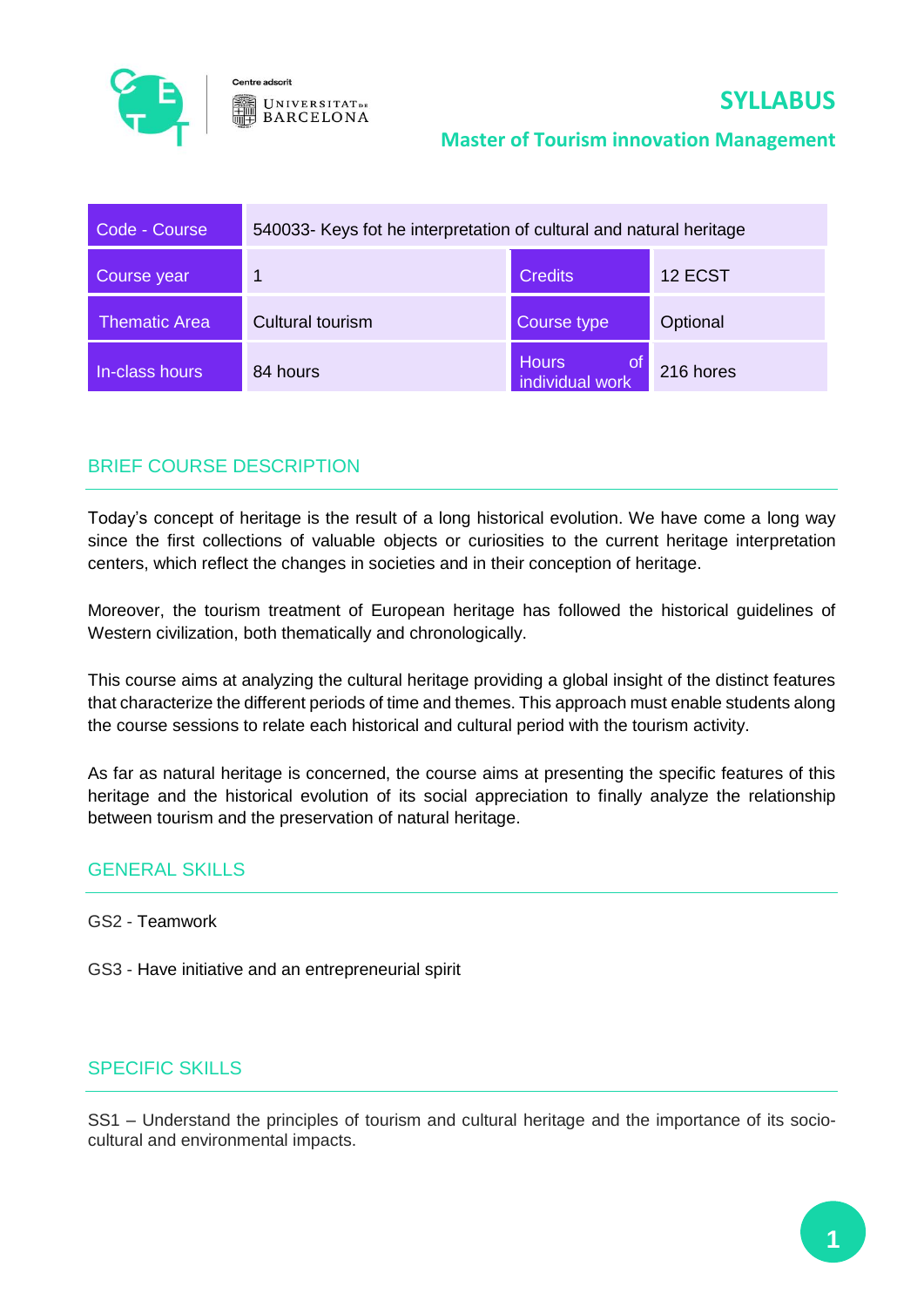Centre adscrit

UNIVERSITAT DE BARCELONA

# SYLLABUS

## Master of Tourism innovation Management

| Code - Course | 540033- Keys fot he interpretation of cultural and natural heritage | | |
|---|---|---|---|
| Course year | 1 | Credits | 12 ECST |
| Thematic Area | Cultural tourism | Course type | Optional |
| In-class hours | 84 hours | Hours of individual work | 216 hores |

## BRIEF COURSE DESCRIPTION

Today's concept of heritage is the result of a long historical evolution. We have come a long way since the first collections of valuable objects or curiosities to the current heritage interpretation centers, which reflect the changes in societies and in their conception of heritage.

Moreover, the tourism treatment of European heritage has followed the historical guidelines of Western civilization, both thematically and chronologically.

This course aims at analyzing the cultural heritage providing a global insight of the distinct features that characterize the different periods of time and themes. This approach must enable students along the course sessions to relate each historical and cultural period with the tourism activity.

As far as natural heritage is concerned, the course aims at presenting the specific features of this heritage and the historical evolution of its social appreciation to finally analyze the relationship between tourism and the preservation of natural heritage.

## GENERAL SKILLS

GS2 - Teamwork

GS3 - Have initiative and an entrepreneurial spirit

## SPECIFIC SKILLS

SS1 – Understand the principles of tourism and cultural heritage and the importance of its socio-cultural and environmental impacts.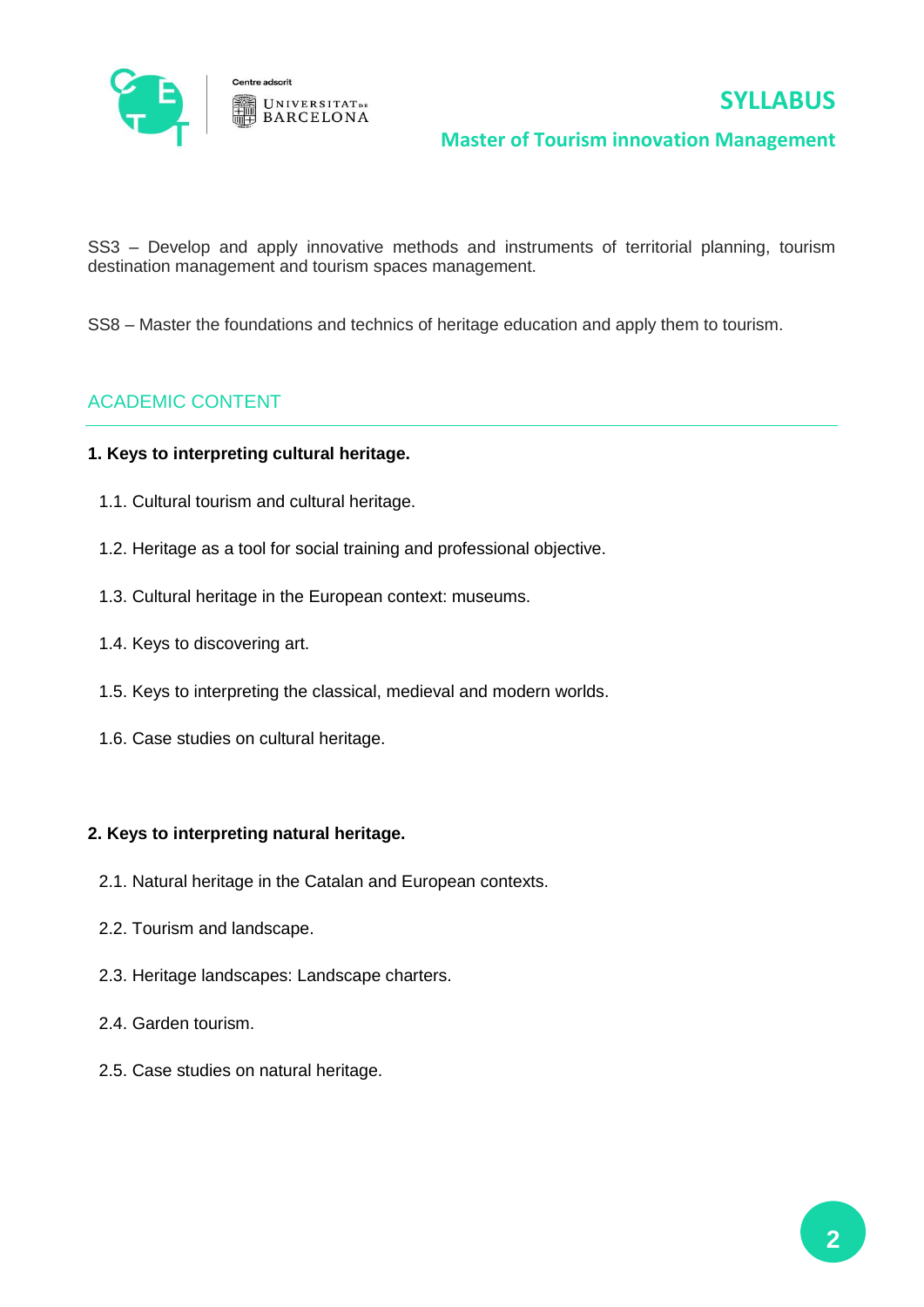SS3 – Develop and apply innovative methods and instruments of territorial planning, tourism destination management and tourism spaces management.

SS8 – Master the foundations and technics of heritage education and apply them to tourism.

## ACADEMIC CONTENT

**1. Keys to interpreting cultural heritage.**

1.1. Cultural tourism and cultural heritage.

1.2. Heritage as a tool for social training and professional objective.

1.3. Cultural heritage in the European context: museums.

1.4. Keys to discovering art.

1.5. Keys to interpreting the classical, medieval and modern worlds.

1.6. Case studies on cultural heritage.

**2. Keys to interpreting natural heritage.**

2.1. Natural heritage in the Catalan and European contexts.

2.2. Tourism and landscape.

2.3. Heritage landscapes: Landscape charters.

2.4. Garden tourism.

2.5. Case studies on natural heritage.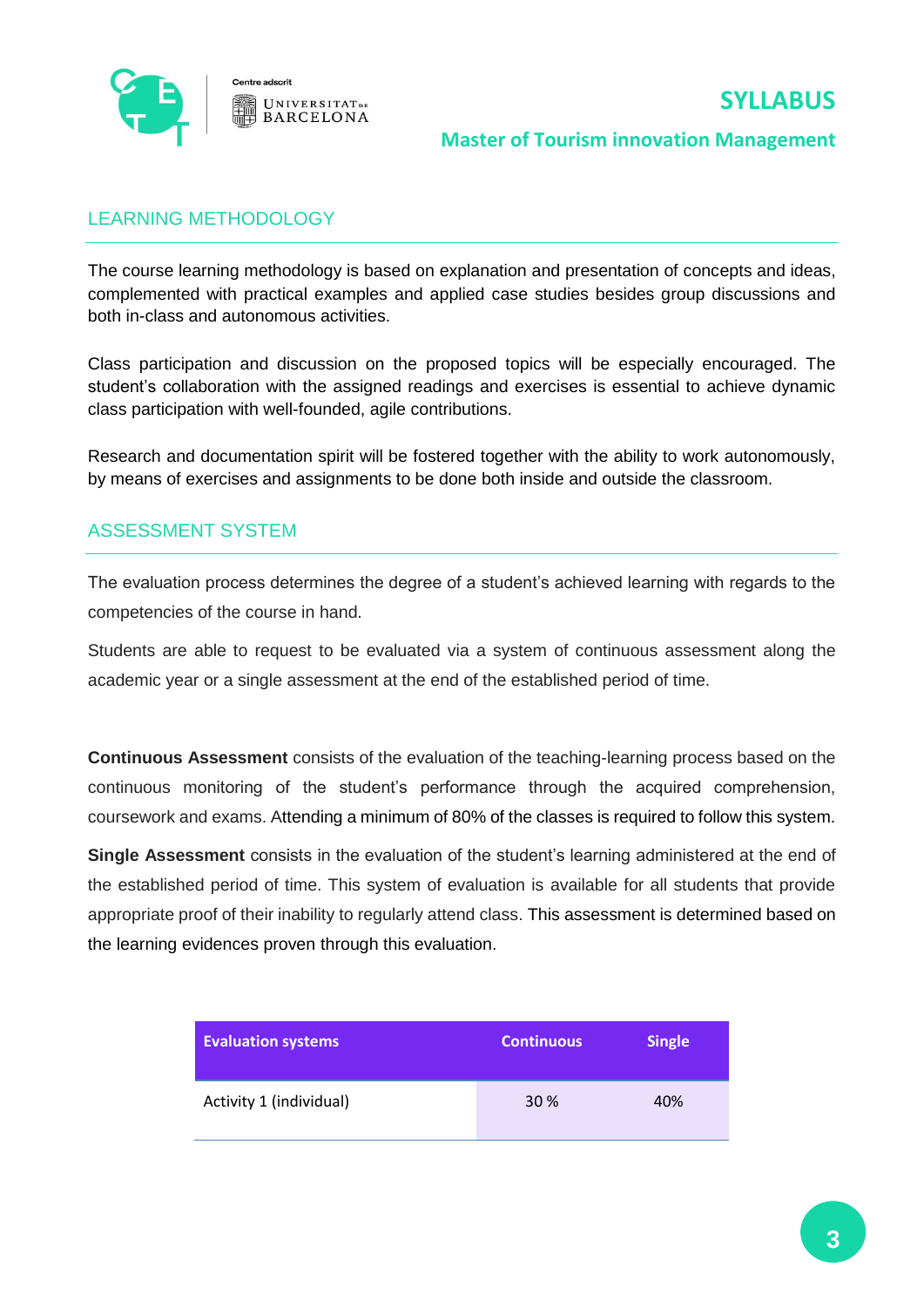## LEARNING METHODOLOGY

The course learning methodology is based on explanation and presentation of concepts and ideas, complemented with practical examples and applied case studies besides group discussions and both in-class and autonomous activities.

Class participation and discussion on the proposed topics will be especially encouraged. The student's collaboration with the assigned readings and exercises is essential to achieve dynamic class participation with well-founded, agile contributions.

Research and documentation spirit will be fostered together with the ability to work autonomously, by means of exercises and assignments to be done both inside and outside the classroom.

## ASSESSMENT SYSTEM

The evaluation process determines the degree of a student's achieved learning with regards to the competencies of the course in hand.

Students are able to request to be evaluated via a system of continuous assessment along the academic year or a single assessment at the end of the established period of time.

**Continuous Assessment** consists of the evaluation of the teaching-learning process based on the continuous monitoring of the student's performance through the acquired comprehension, coursework and exams. Attending a minimum of 80% of the classes is required to follow this system.

**Single Assessment** consists in the evaluation of the student's learning administered at the end of the established period of time. This system of evaluation is available for all students that provide appropriate proof of their inability to regularly attend class. This assessment is determined based on the learning evidences proven through this evaluation.

| Evaluation systems | Continuous | Single |
|---|---|---|
| Activity 1 (individual) | 30 % | 40% |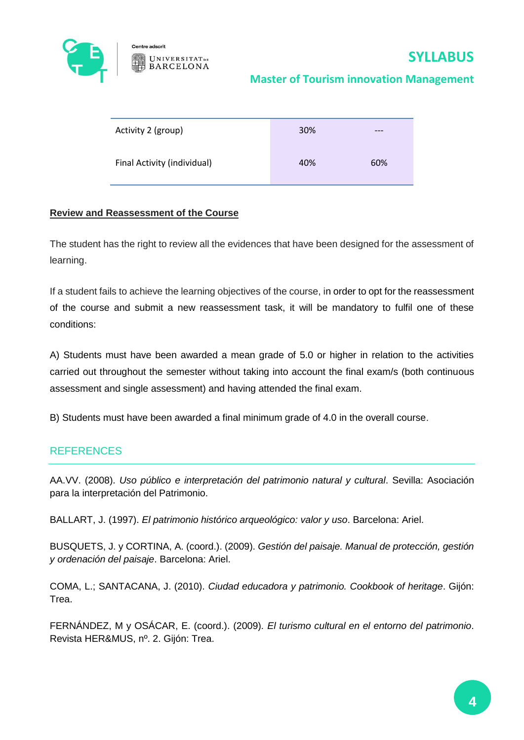| | | |
|---|---|---|
| Activity 2 (group) | 30% | --- |
| Final Activity (individual) | 40% | 60% |

**Review and Reassessment of the Course**

The student has the right to review all the evidences that have been designed for the assessment of learning.

If a student fails to achieve the learning objectives of the course, in order to opt for the reassessment of the course and submit a new reassessment task, it will be mandatory to fulfil one of these conditions:

A) Students must have been awarded a mean grade of 5.0 or higher in relation to the activities carried out throughout the semester without taking into account the final exam/s (both continuous assessment and single assessment) and having attended the final exam.

B) Students must have been awarded a final minimum grade of 4.0 in the overall course.

## REFERENCES

AA.VV. (2008). *Uso público e interpretación del patrimonio natural y cultural*. Sevilla: Asociación para la interpretación del Patrimonio.

BALLART, J. (1997). *El patrimonio histórico arqueológico: valor y uso*. Barcelona: Ariel.

BUSQUETS, J. y CORTINA, A. (coord.). (2009). *Gestión del paisaje. Manual de protección, gestión y ordenación del paisaje*. Barcelona: Ariel.

COMA, L.; SANTACANA, J. (2010). *Ciudad educadora y patrimonio. Cookbook of heritage*. Gijón: Trea.

FERNÁNDEZ, M y OSÁCAR, E. (coord.). (2009). *El turismo cultural en el entorno del patrimonio*. Revista HER&MUS, nº. 2. Gijón: Trea.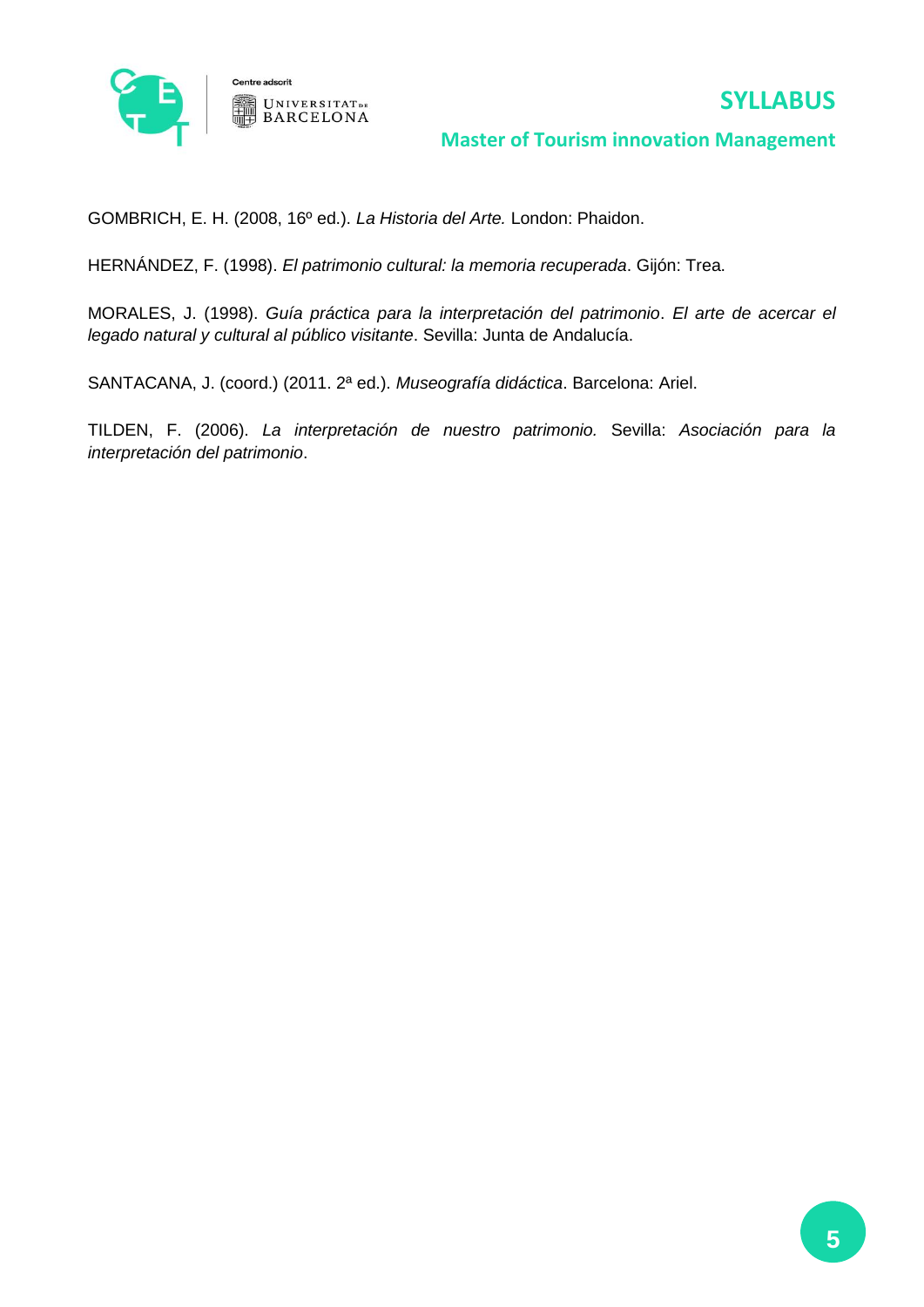GOMBRICH, E. H. (2008, 16º ed.). *La Historia del Arte.* London: Phaidon.

HERNÁNDEZ, F. (1998). *El patrimonio cultural: la memoria recuperada*. Gijón: Trea.

MORALES, J. (1998). *Guía práctica para la interpretación del patrimonio*. *El arte de acercar el legado natural y cultural al público visitante*. Sevilla: Junta de Andalucía.

SANTACANA, J. (coord.) (2011. 2ª ed.). *Museografía didáctica*. Barcelona: Ariel.

TILDEN, F. (2006). *La interpretación de nuestro patrimonio.* Sevilla: *Asociación para la interpretación del patrimonio*.